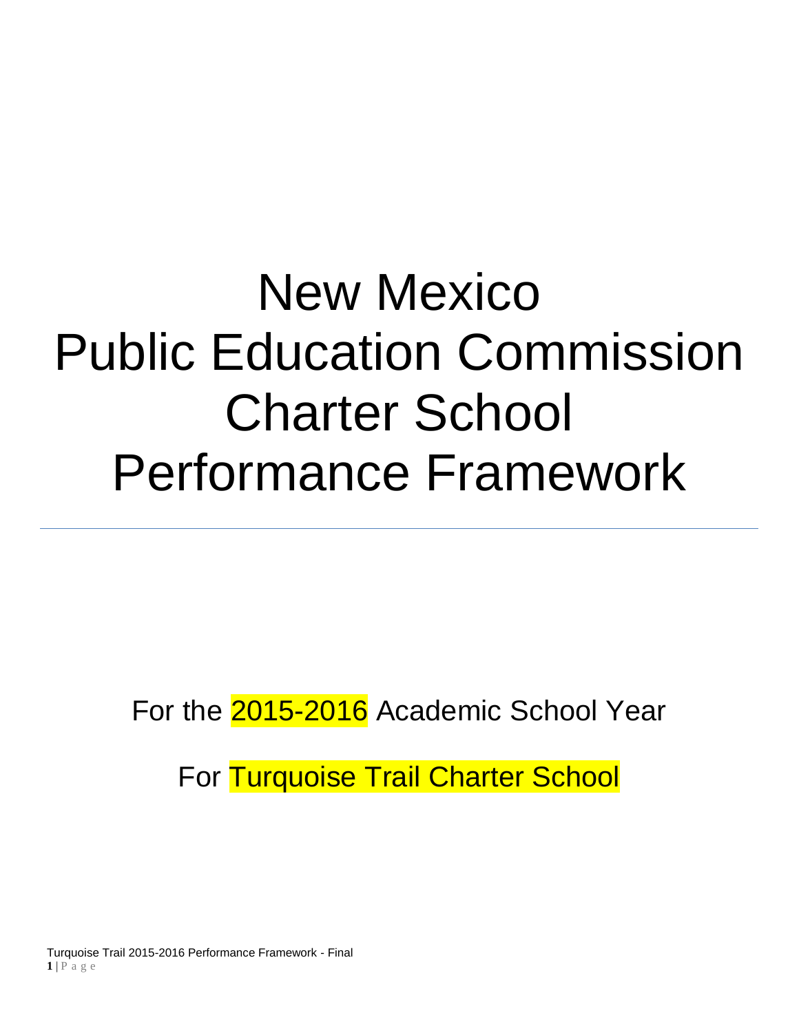# New Mexico
# Public Education Commission
# Charter School
# Performance Framework

---

For the 2015-2016 Academic School Year

For Turquoise Trail Charter School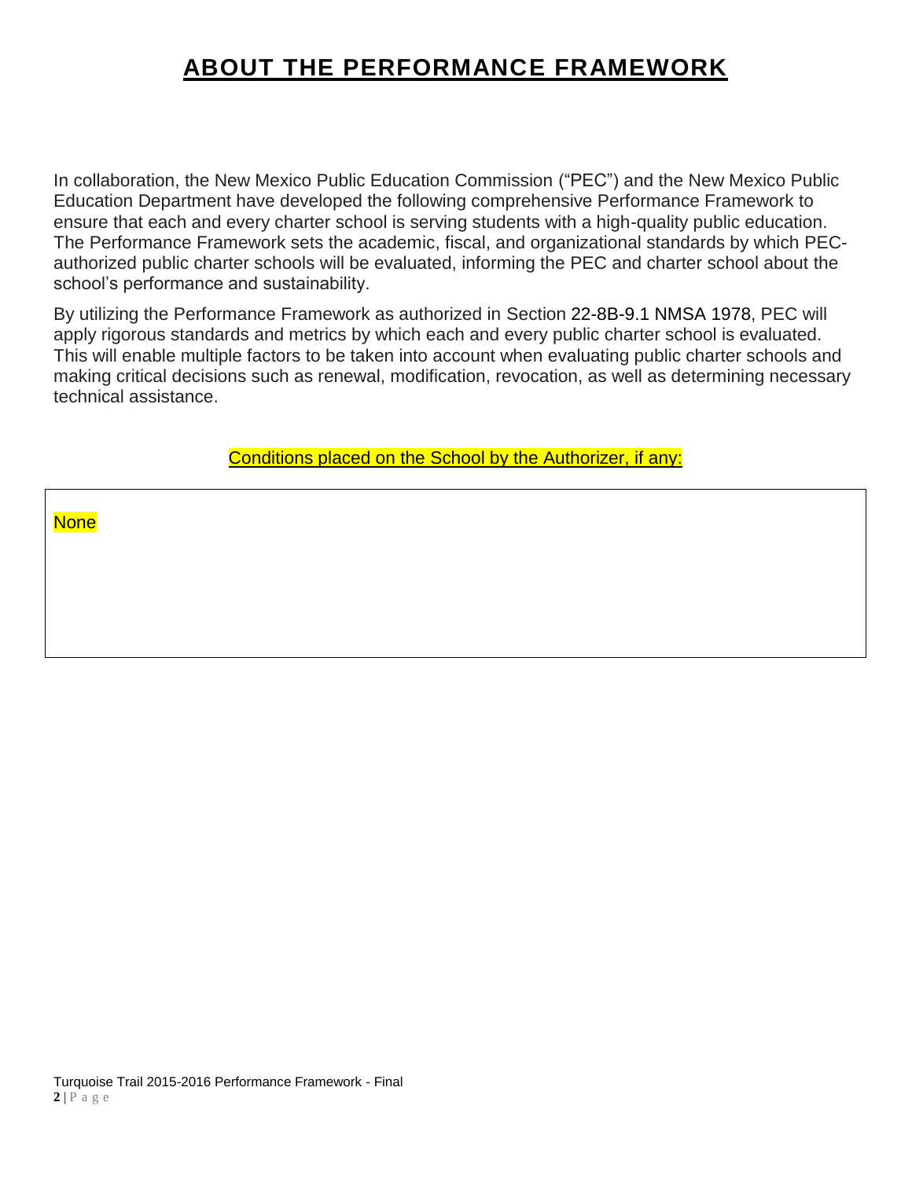# ABOUT THE PERFORMANCE FRAMEWORK

In collaboration, the New Mexico Public Education Commission ("PEC") and the New Mexico Public Education Department have developed the following comprehensive Performance Framework to ensure that each and every charter school is serving students with a high-quality public education. The Performance Framework sets the academic, fiscal, and organizational standards by which PEC-authorized public charter schools will be evaluated, informing the PEC and charter school about the school's performance and sustainability.

By utilizing the Performance Framework as authorized in Section 22-8B-9.1 NMSA 1978, PEC will apply rigorous standards and metrics by which each and every public charter school is evaluated. This will enable multiple factors to be taken into account when evaluating public charter schools and making critical decisions such as renewal, modification, revocation, as well as determining necessary technical assistance.

Conditions placed on the School by the Authorizer, if any:

| None |
|---|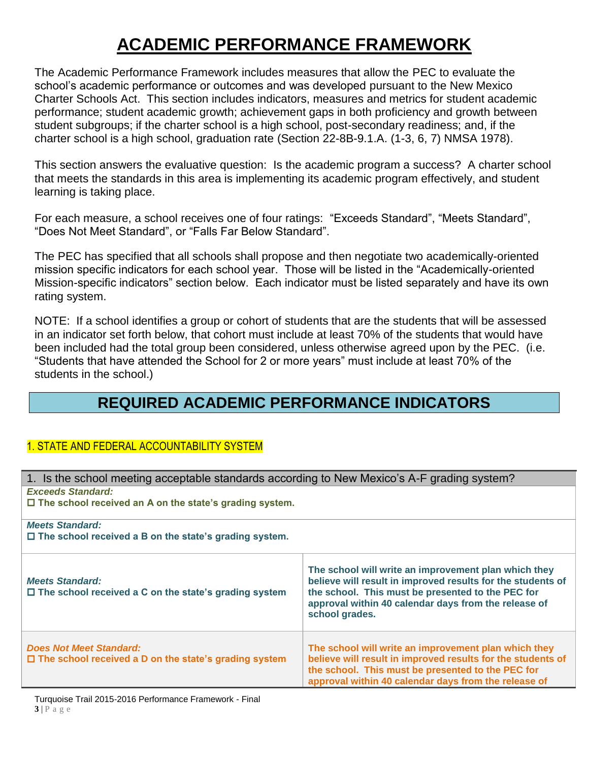# ACADEMIC PERFORMANCE FRAMEWORK

The Academic Performance Framework includes measures that allow the PEC to evaluate the school's academic performance or outcomes and was developed pursuant to the New Mexico Charter Schools Act. This section includes indicators, measures and metrics for student academic performance; student academic growth; achievement gaps in both proficiency and growth between student subgroups; if the charter school is a high school, post-secondary readiness; and, if the charter school is a high school, graduation rate (Section 22-8B-9.1.A. (1-3, 6, 7) NMSA 1978).

This section answers the evaluative question: Is the academic program a success? A charter school that meets the standards in this area is implementing its academic program effectively, and student learning is taking place.

For each measure, a school receives one of four ratings: "Exceeds Standard", "Meets Standard", "Does Not Meet Standard", or "Falls Far Below Standard".

The PEC has specified that all schools shall propose and then negotiate two academically-oriented mission specific indicators for each school year. Those will be listed in the "Academically-oriented Mission-specific indicators" section below. Each indicator must be listed separately and have its own rating system.

NOTE: If a school identifies a group or cohort of students that are the students that will be assessed in an indicator set forth below, that cohort must include at least 70% of the students that would have been included had the total group been considered, unless otherwise agreed upon by the PEC. (i.e. "Students that have attended the School for 2 or more years" must include at least 70% of the students in the school.)

## REQUIRED ACADEMIC PERFORMANCE INDICATORS

### 1. STATE AND FEDERAL ACCOUNTABILITY SYSTEM

| 1. Is the school meeting acceptable standards according to New Mexico's A-F grading system? | |
|---|---|
| ***Exceeds Standard:***<br>☐ **The school received an A on the state's grading system.** | |
| ***Meets Standard:***<br>☐ **The school received a B on the state's grading system.** | |
| ***Meets Standard:***<br>☐ **The school received a C on the state's grading system** | **The school will write an improvement plan which they believe will result in improved results for the students of the school. This must be presented to the PEC for approval within 40 calendar days from the release of school grades.** |
| ***Does Not Meet Standard:***<br>☐ **The school received a D on the state's grading system** | **The school will write an improvement plan which they believe will result in improved results for the students of the school. This must be presented to the PEC for approval within 40 calendar days from the release of** |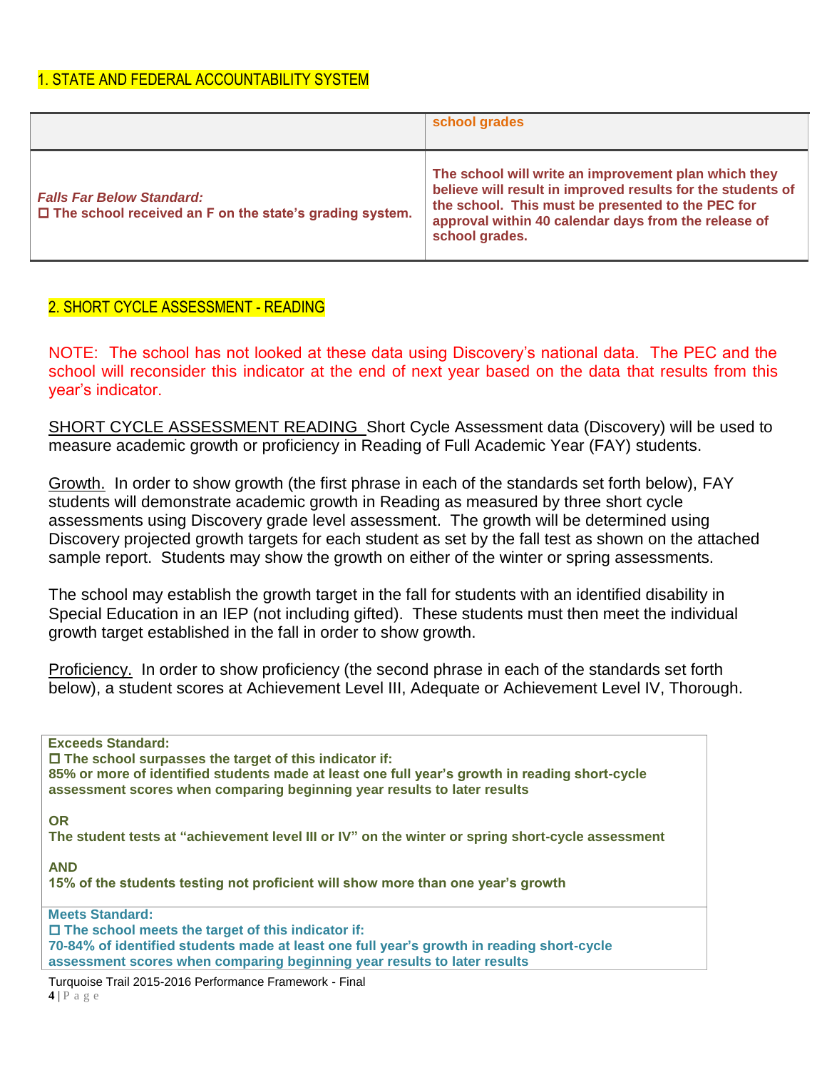## 1. STATE AND FEDERAL ACCOUNTABILITY SYSTEM

| | |
|---|---|
| | **school grades** |
| ***Falls Far Below Standard:*** <br> ☐ **The school received an F on the state's grading system.** | **The school will write an improvement plan which they believe will result in improved results for the students of the school. This must be presented to the PEC for approval within 40 calendar days from the release of school grades.** |

## 2. SHORT CYCLE ASSESSMENT - READING

NOTE: The school has not looked at these data using Discovery's national data. The PEC and the school will reconsider this indicator at the end of next year based on the data that results from this year's indicator.

SHORT CYCLE ASSESSMENT READING Short Cycle Assessment data (Discovery) will be used to measure academic growth or proficiency in Reading of Full Academic Year (FAY) students.

Growth. In order to show growth (the first phrase in each of the standards set forth below), FAY students will demonstrate academic growth in Reading as measured by three short cycle assessments using Discovery grade level assessment. The growth will be determined using Discovery projected growth targets for each student as set by the fall test as shown on the attached sample report. Students may show the growth on either of the winter or spring assessments.

The school may establish the growth target in the fall for students with an identified disability in Special Education in an IEP (not including gifted). These students must then meet the individual growth target established in the fall in order to show growth.

Proficiency. In order to show proficiency (the second phrase in each of the standards set forth below), a student scores at Achievement Level III, Adequate or Achievement Level IV, Thorough.

| |
|---|
| **Exceeds Standard:** <br> ☐ **The school surpasses the target of this indicator if:** <br> **85% or more of identified students made at least one full year's growth in reading short-cycle assessment scores when comparing beginning year results to later results** <br><br> **OR** <br> **The student tests at "achievement level III or IV" on the winter or spring short-cycle assessment** <br><br> **AND** <br> **15% of the students testing not proficient will show more than one year's growth** |
| **Meets Standard:** <br> ☐ **The school meets the target of this indicator if:** <br> **70-84% of identified students made at least one full year's growth in reading short-cycle assessment scores when comparing beginning year results to later results** |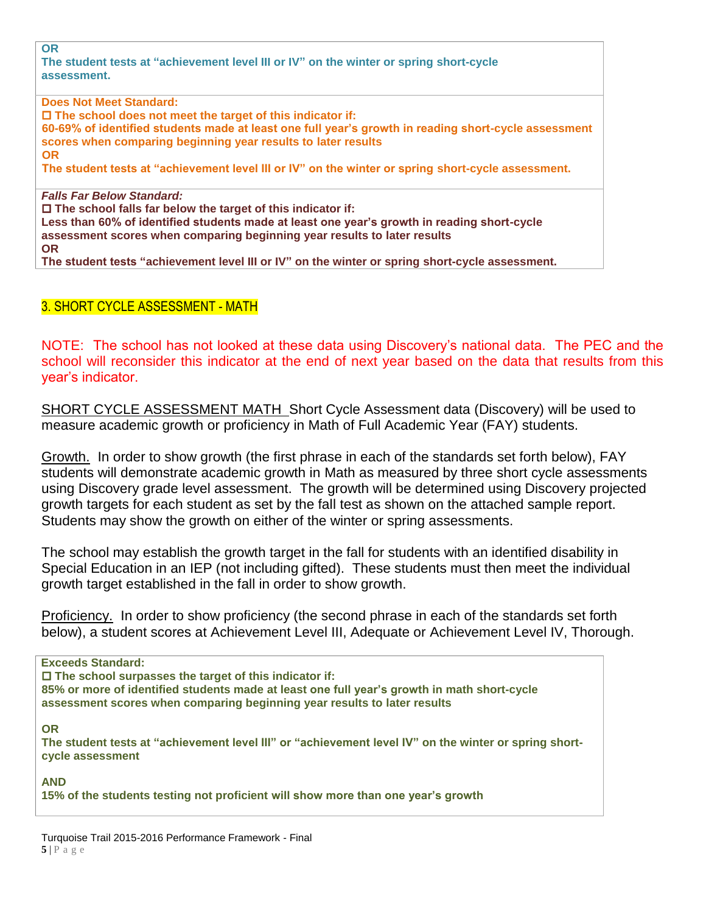**OR**
**The student tests at "achievement level III or IV" on the winter or spring short-cycle assessment.**

**Does Not Meet Standard:**
**☐ The school does not meet the target of this indicator if:**
**60-69% of identified students made at least one full year's growth in reading short-cycle assessment scores when comparing beginning year results to later results**
**OR**
**The student tests at "achievement level III or IV" on the winter or spring short-cycle assessment.**

***Falls Far Below Standard:***
**☐ The school falls far below the target of this indicator if:**
**Less than 60% of identified students made at least one year's growth in reading short-cycle assessment scores when comparing beginning year results to later results**
**OR**
**The student tests "achievement level III or IV" on the winter or spring short-cycle assessment.**

## 3. SHORT CYCLE ASSESSMENT - MATH

NOTE: The school has not looked at these data using Discovery's national data. The PEC and the school will reconsider this indicator at the end of next year based on the data that results from this year's indicator.

SHORT CYCLE ASSESSMENT MATH Short Cycle Assessment data (Discovery) will be used to measure academic growth or proficiency in Math of Full Academic Year (FAY) students.

Growth. In order to show growth (the first phrase in each of the standards set forth below), FAY students will demonstrate academic growth in Math as measured by three short cycle assessments using Discovery grade level assessment. The growth will be determined using Discovery projected growth targets for each student as set by the fall test as shown on the attached sample report. Students may show the growth on either of the winter or spring assessments.

The school may establish the growth target in the fall for students with an identified disability in Special Education in an IEP (not including gifted). These students must then meet the individual growth target established in the fall in order to show growth.

Proficiency. In order to show proficiency (the second phrase in each of the standards set forth below), a student scores at Achievement Level III, Adequate or Achievement Level IV, Thorough.

**Exceeds Standard:**
**☐ The school surpasses the target of this indicator if:**
**85% or more of identified students made at least one full year's growth in math short-cycle assessment scores when comparing beginning year results to later results**

**OR**
**The student tests at "achievement level III" or "achievement level IV" on the winter or spring short-cycle assessment**

**AND**
**15% of the students testing not proficient will show more than one year's growth**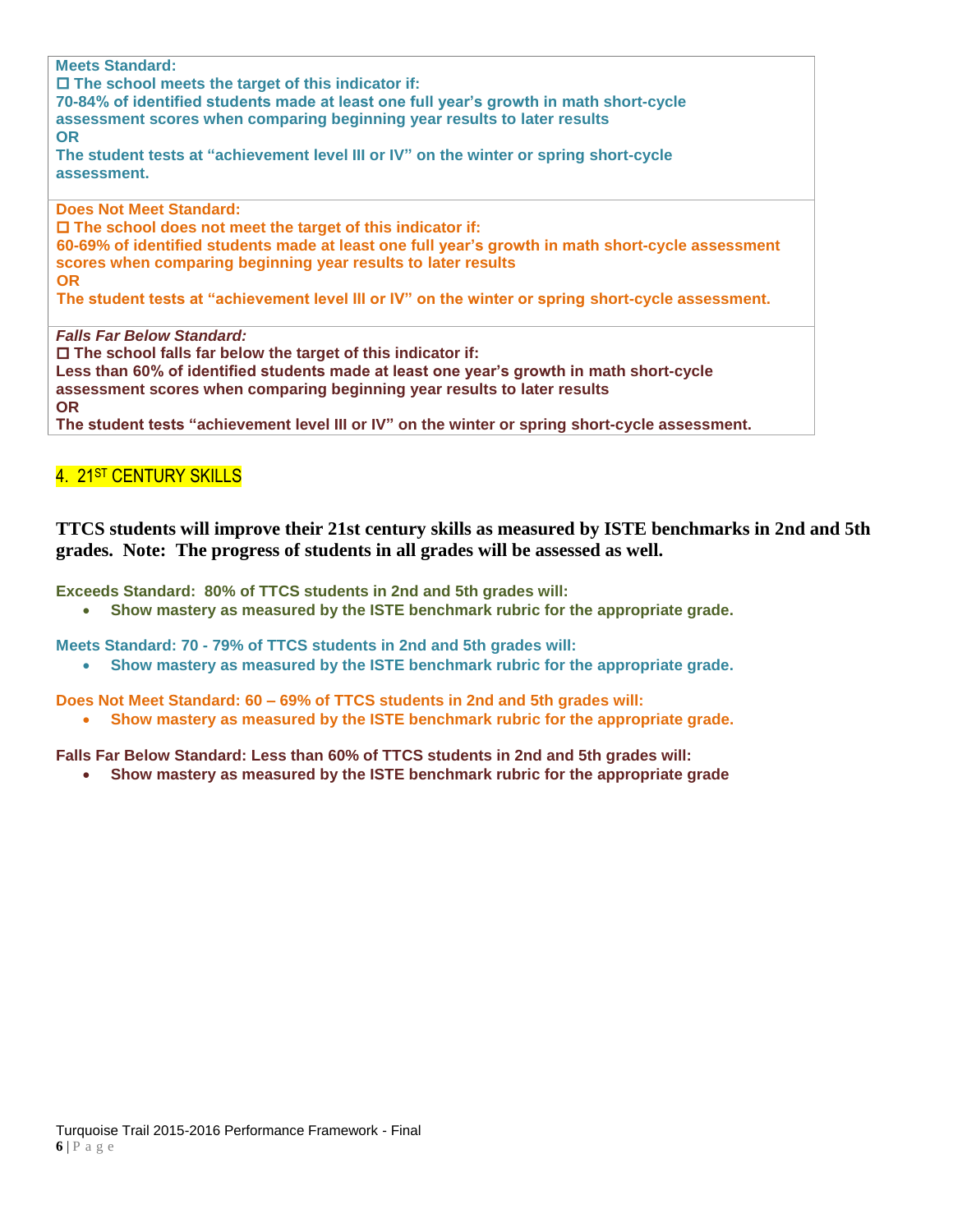**Meets Standard:**
☐ **The school meets the target of this indicator if:**
**70-84% of identified students made at least one full year's growth in math short-cycle assessment scores when comparing beginning year results to later results**
**OR**
**The student tests at "achievement level III or IV" on the winter or spring short-cycle assessment.**

**Does Not Meet Standard:**
☐ **The school does not meet the target of this indicator if:**
**60-69% of identified students made at least one full year's growth in math short-cycle assessment scores when comparing beginning year results to later results**
**OR**
**The student tests at "achievement level III or IV" on the winter or spring short-cycle assessment.**

***Falls Far Below Standard:***
☐ **The school falls far below the target of this indicator if:**
**Less than 60% of identified students made at least one year's growth in math short-cycle assessment scores when comparing beginning year results to later results**
**OR**
**The student tests "achievement level III or IV" on the winter or spring short-cycle assessment.**

## 4. 21ST CENTURY SKILLS

**TTCS students will improve their 21st century skills as measured by ISTE benchmarks in 2nd and 5th grades. Note: The progress of students in all grades will be assessed as well.**

**Exceeds Standard: 80% of TTCS students in 2nd and 5th grades will:**
- **Show mastery as measured by the ISTE benchmark rubric for the appropriate grade.**

**Meets Standard: 70 - 79% of TTCS students in 2nd and 5th grades will:**
- **Show mastery as measured by the ISTE benchmark rubric for the appropriate grade.**

**Does Not Meet Standard: 60 – 69% of TTCS students in 2nd and 5th grades will:**
- **Show mastery as measured by the ISTE benchmark rubric for the appropriate grade.**

**Falls Far Below Standard: Less than 60% of TTCS students in 2nd and 5th grades will:**
- **Show mastery as measured by the ISTE benchmark rubric for the appropriate grade**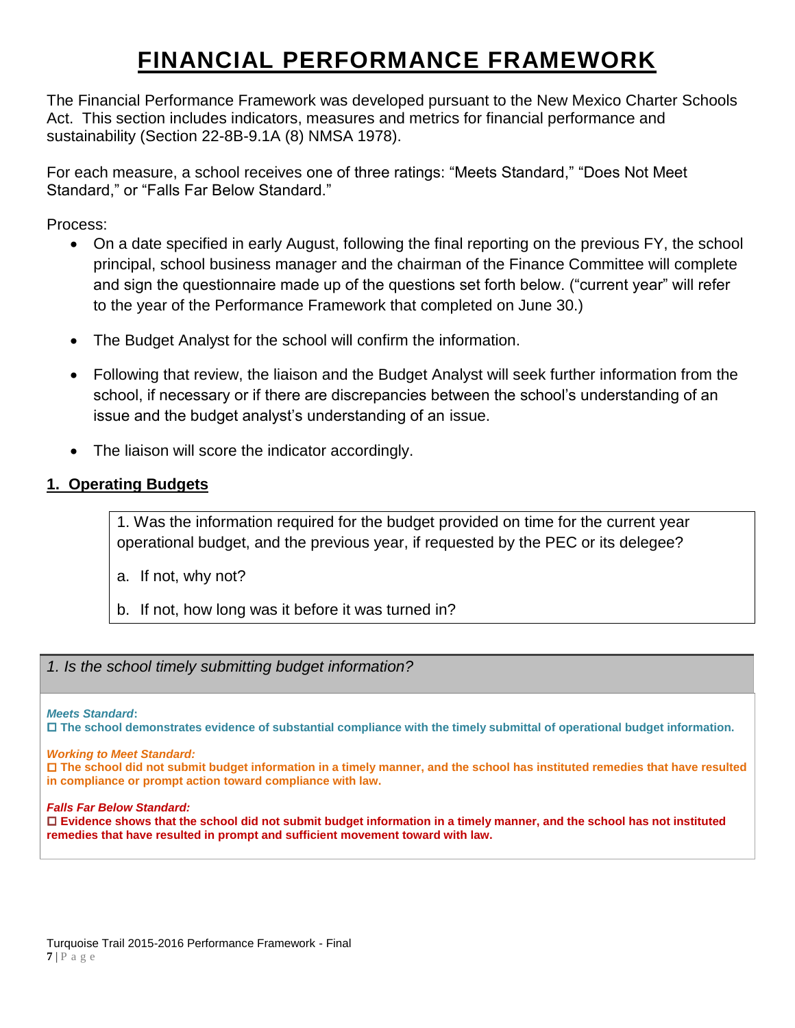# FINANCIAL PERFORMANCE FRAMEWORK

The Financial Performance Framework was developed pursuant to the New Mexico Charter Schools Act. This section includes indicators, measures and metrics for financial performance and sustainability (Section 22-8B-9.1A (8) NMSA 1978).

For each measure, a school receives one of three ratings: "Meets Standard," "Does Not Meet Standard," or "Falls Far Below Standard."

Process:

- On a date specified in early August, following the final reporting on the previous FY, the school principal, school business manager and the chairman of the Finance Committee will complete and sign the questionnaire made up of the questions set forth below. ("current year" will refer to the year of the Performance Framework that completed on June 30.)
- The Budget Analyst for the school will confirm the information.
- Following that review, the liaison and the Budget Analyst will seek further information from the school, if necessary or if there are discrepancies between the school's understanding of an issue and the budget analyst's understanding of an issue.
- The liaison will score the indicator accordingly.

## 1. Operating Budgets

1. Was the information required for the budget provided on time for the current year operational budget, and the previous year, if requested by the PEC or its delegee?

a. If not, why not?

b. If not, how long was it before it was turned in?

*1. Is the school timely submitting budget information?*

***Meets Standard*:**
☐ **The school demonstrates evidence of substantial compliance with the timely submittal of operational budget information.**

***Working to Meet Standard:***
☐ **The school did not submit budget information in a timely manner, and the school has instituted remedies that have resulted in compliance or prompt action toward compliance with law.**

***Falls Far Below Standard:***
☐ **Evidence shows that the school did not submit budget information in a timely manner, and the school has not instituted remedies that have resulted in prompt and sufficient movement toward with law.**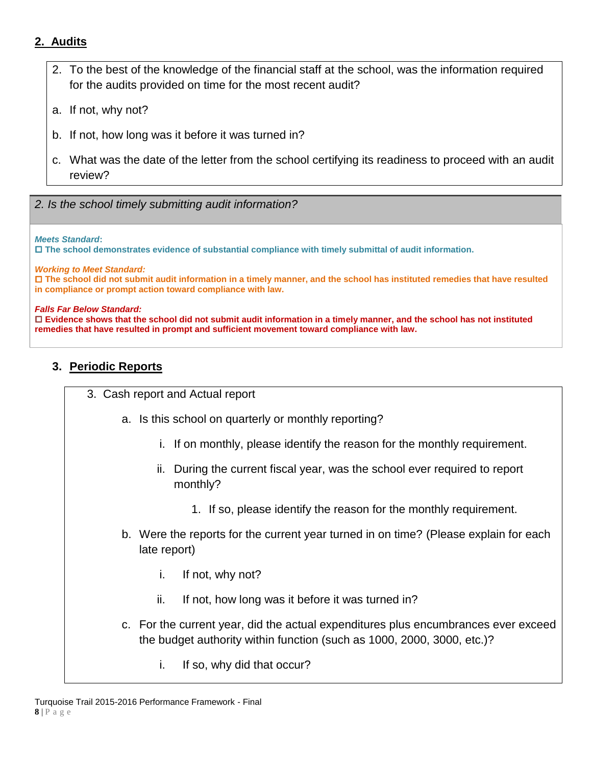## 2. Audits

2. To the best of the knowledge of the financial staff at the school, was the information required for the audits provided on time for the most recent audit?

a. If not, why not?

b. If not, how long was it before it was turned in?

c. What was the date of the letter from the school certifying its readiness to proceed with an audit review?

*2. Is the school timely submitting audit information?*

***Meets Standard*:**
☐ **The school demonstrates evidence of substantial compliance with timely submittal of audit information.**

***Working to Meet Standard:***
☐ **The school did not submit audit information in a timely manner, and the school has instituted remedies that have resulted in compliance or prompt action toward compliance with law.**

***Falls Far Below Standard:***
☐ **Evidence shows that the school did not submit audit information in a timely manner, and the school has not instituted remedies that have resulted in prompt and sufficient movement toward compliance with law.**

## 3. Periodic Reports

3. Cash report and Actual report
    a. Is this school on quarterly or monthly reporting?
        i. If on monthly, please identify the reason for the monthly requirement.
        ii. During the current fiscal year, was the school ever required to report monthly?
            1. If so, please identify the reason for the monthly requirement.
    b. Were the reports for the current year turned in on time? (Please explain for each late report)
        i. If not, why not?
        ii. If not, how long was it before it was turned in?
    c. For the current year, did the actual expenditures plus encumbrances ever exceed the budget authority within function (such as 1000, 2000, 3000, etc.)?
        i. If so, why did that occur?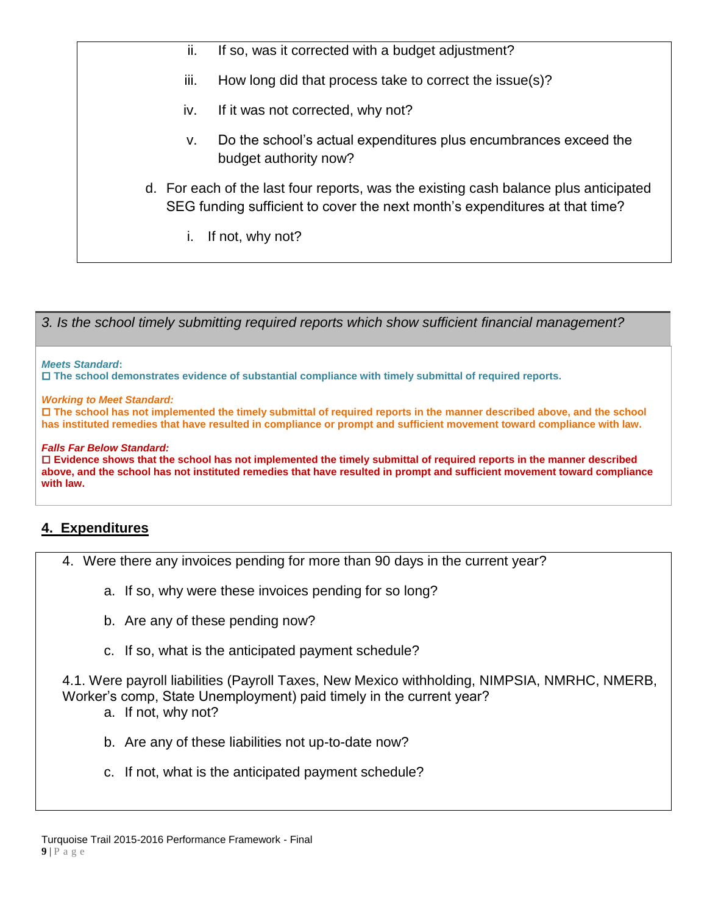ii. If so, was it corrected with a budget adjustment?

iii. How long did that process take to correct the issue(s)?

iv. If it was not corrected, why not?

v. Do the school's actual expenditures plus encumbrances exceed the budget authority now?

d. For each of the last four reports, was the existing cash balance plus anticipated SEG funding sufficient to cover the next month's expenditures at that time?

i. If not, why not?

*3. Is the school timely submitting required reports which show sufficient financial management?*

***Meets Standard*:**
☐ **The school demonstrates evidence of substantial compliance with timely submittal of required reports.**

***Working to Meet Standard:***
☐ **The school has not implemented the timely submittal of required reports in the manner described above, and the school has instituted remedies that have resulted in compliance or prompt and sufficient movement toward compliance with law.**

***Falls Far Below Standard:***
☐ **Evidence shows that the school has not implemented the timely submittal of required reports in the manner described above, and the school has not instituted remedies that have resulted in prompt and sufficient movement toward compliance with law.**

## 4. Expenditures

4. Were there any invoices pending for more than 90 days in the current year?

a. If so, why were these invoices pending for so long?

b. Are any of these pending now?

c. If so, what is the anticipated payment schedule?

4.1. Were payroll liabilities (Payroll Taxes, New Mexico withholding, NIMPSIA, NMRHC, NMERB, Worker's comp, State Unemployment) paid timely in the current year?

a. If not, why not?

b. Are any of these liabilities not up-to-date now?

c. If not, what is the anticipated payment schedule?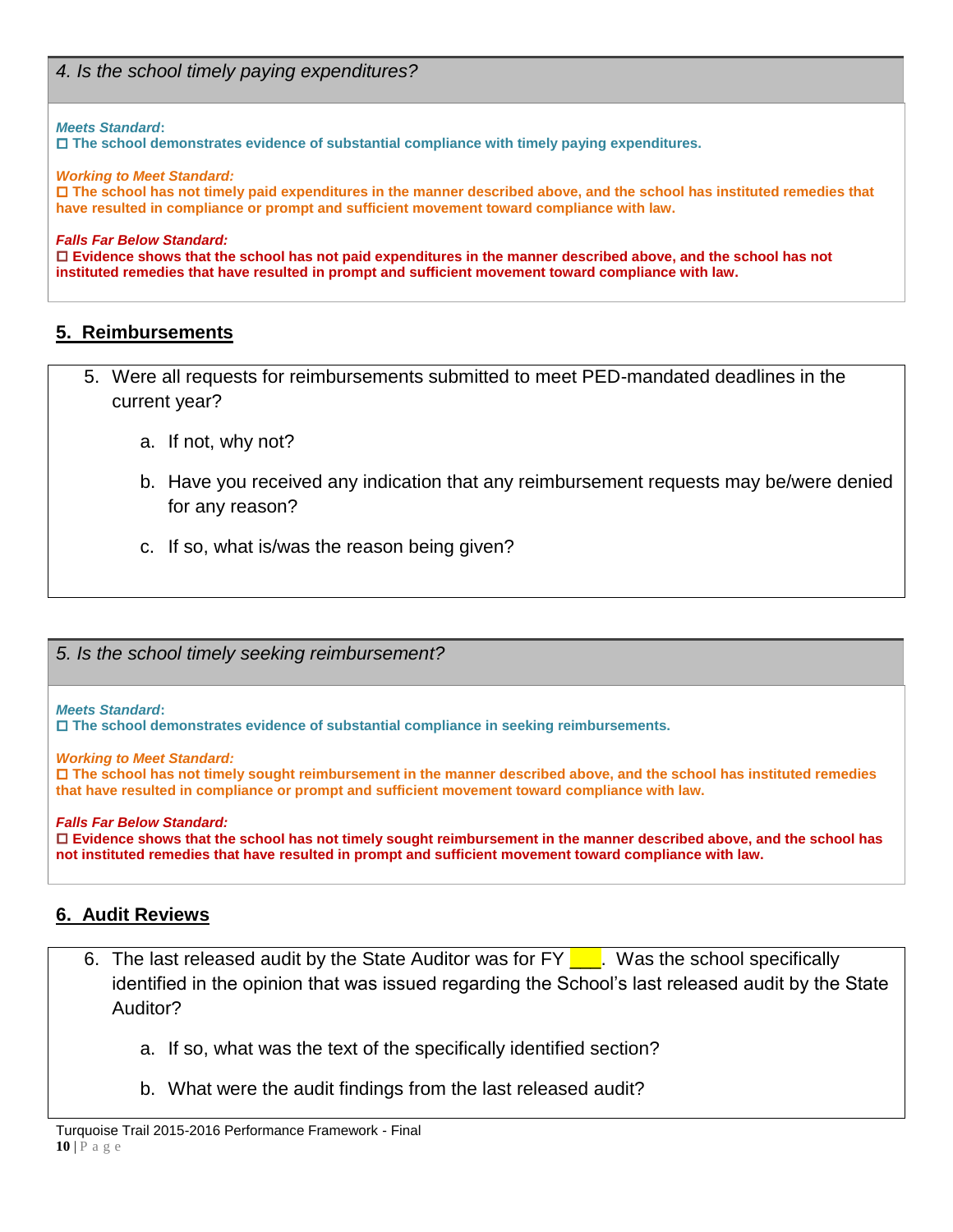*4. Is the school timely paying expenditures?*

***Meets Standard*:**
☐ **The school demonstrates evidence of substantial compliance with timely paying expenditures.**

***Working to Meet Standard:***
☐ **The school has not timely paid expenditures in the manner described above, and the school has instituted remedies that have resulted in compliance or prompt and sufficient movement toward compliance with law.**

***Falls Far Below Standard:***
☐ **Evidence shows that the school has not paid expenditures in the manner described above, and the school has not instituted remedies that have resulted in prompt and sufficient movement toward compliance with law.**

## 5. Reimbursements

5. Were all requests for reimbursements submitted to meet PED-mandated deadlines in the current year?

   a. If not, why not?

   b. Have you received any indication that any reimbursement requests may be/were denied for any reason?

   c. If so, what is/was the reason being given?

*5. Is the school timely seeking reimbursement?*

***Meets Standard*:**
☐ **The school demonstrates evidence of substantial compliance in seeking reimbursements.**

***Working to Meet Standard:***
☐ **The school has not timely sought reimbursement in the manner described above, and the school has instituted remedies that have resulted in compliance or prompt and sufficient movement toward compliance with law.**

***Falls Far Below Standard:***
☐ **Evidence shows that the school has not timely sought reimbursement in the manner described above, and the school has not instituted remedies that have resulted in prompt and sufficient movement toward compliance with law.**

## 6. Audit Reviews

6. The last released audit by the State Auditor was for FY ___. Was the school specifically identified in the opinion that was issued regarding the School's last released audit by the State Auditor?

   a. If so, what was the text of the specifically identified section?

   b. What were the audit findings from the last released audit?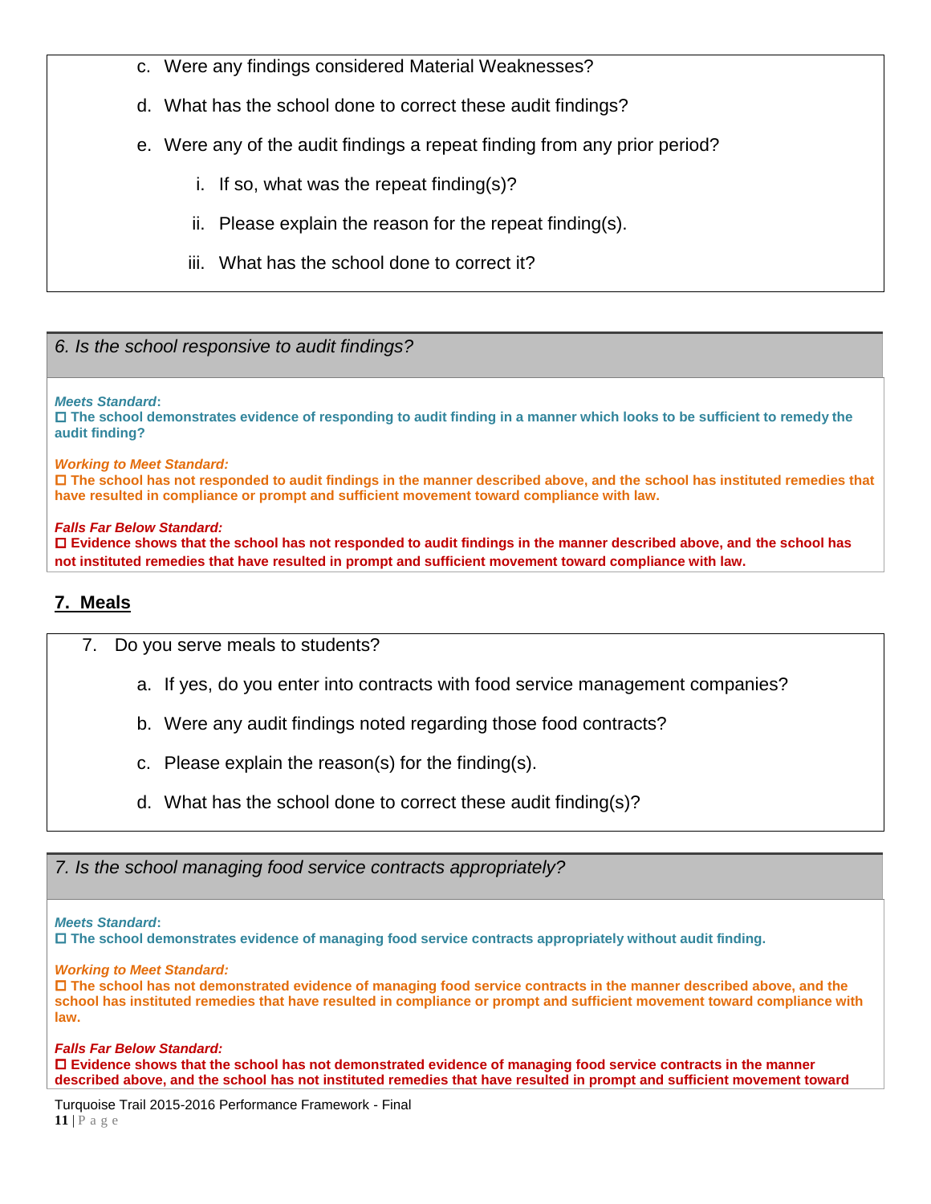c. Were any findings considered Material Weaknesses?

d. What has the school done to correct these audit findings?

e. Were any of the audit findings a repeat finding from any prior period?

   i. If so, what was the repeat finding(s)?

   ii. Please explain the reason for the repeat finding(s).

   iii. What has the school done to correct it?

*6. Is the school responsive to audit findings?*

***Meets Standard*:**
☐ **The school demonstrates evidence of responding to audit finding in a manner which looks to be sufficient to remedy the audit finding?**

***Working to Meet Standard:***
☐ **The school has not responded to audit findings in the manner described above, and the school has instituted remedies that have resulted in compliance or prompt and sufficient movement toward compliance with law.**

***Falls Far Below Standard:***
☐ **Evidence shows that the school has not responded to audit findings in the manner described above, and the school has not instituted remedies that have resulted in prompt and sufficient movement toward compliance with law.**

## 7. Meals

7. Do you serve meals to students?

   a. If yes, do you enter into contracts with food service management companies?

   b. Were any audit findings noted regarding those food contracts?

   c. Please explain the reason(s) for the finding(s).

   d. What has the school done to correct these audit finding(s)?

*7. Is the school managing food service contracts appropriately?*

***Meets Standard*:**
☐ **The school demonstrates evidence of managing food service contracts appropriately without audit finding.**

***Working to Meet Standard:***
☐ **The school has not demonstrated evidence of managing food service contracts in the manner described above, and the school has instituted remedies that have resulted in compliance or prompt and sufficient movement toward compliance with law.**

***Falls Far Below Standard:***
☐ **Evidence shows that the school has not demonstrated evidence of managing food service contracts in the manner described above, and the school has not instituted remedies that have resulted in prompt and sufficient movement toward**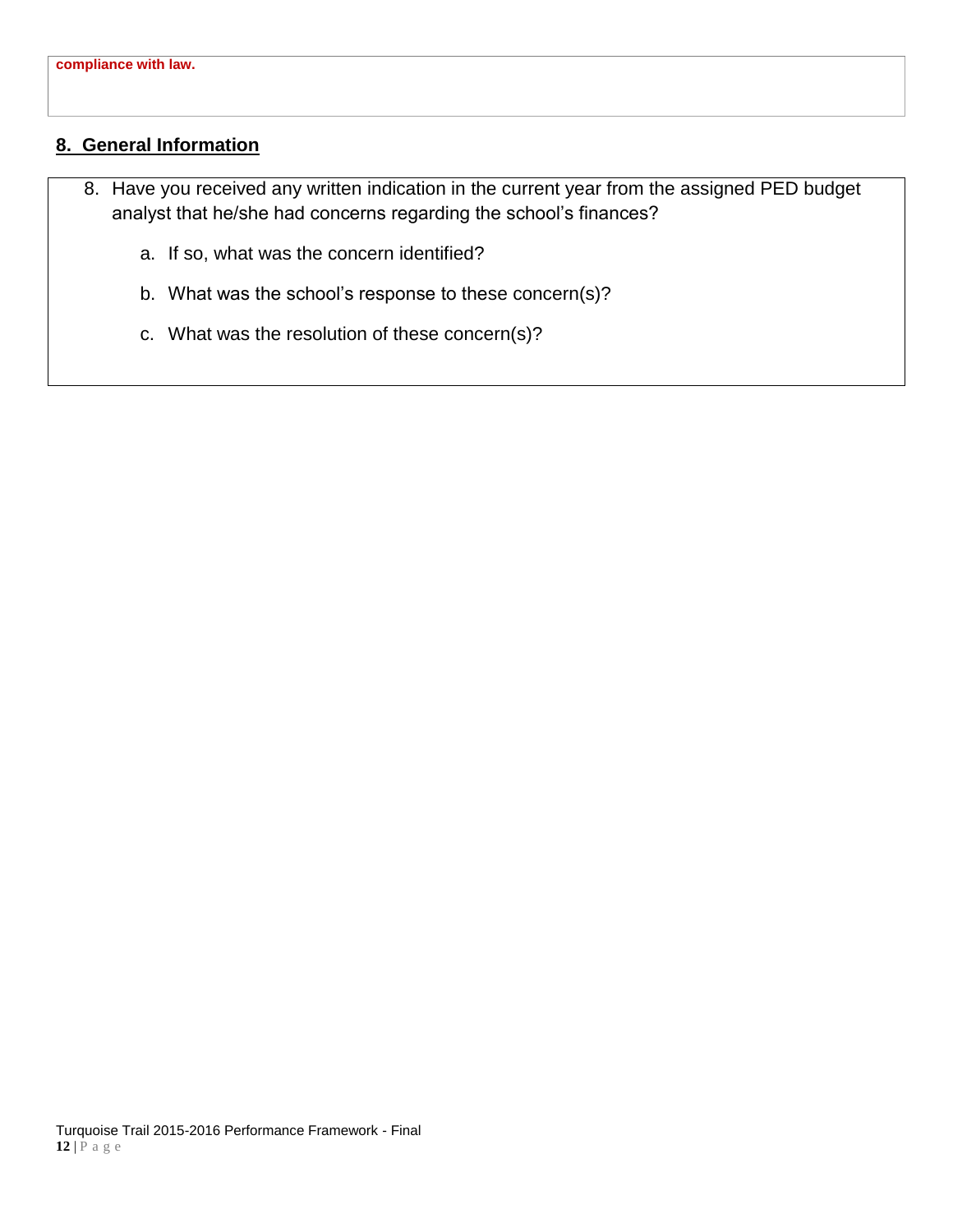**compliance with law.**

## 8. General Information

8. Have you received any written indication in the current year from the assigned PED budget analyst that he/she had concerns regarding the school's finances?

   a. If so, what was the concern identified?

   b. What was the school's response to these concern(s)?

   c. What was the resolution of these concern(s)?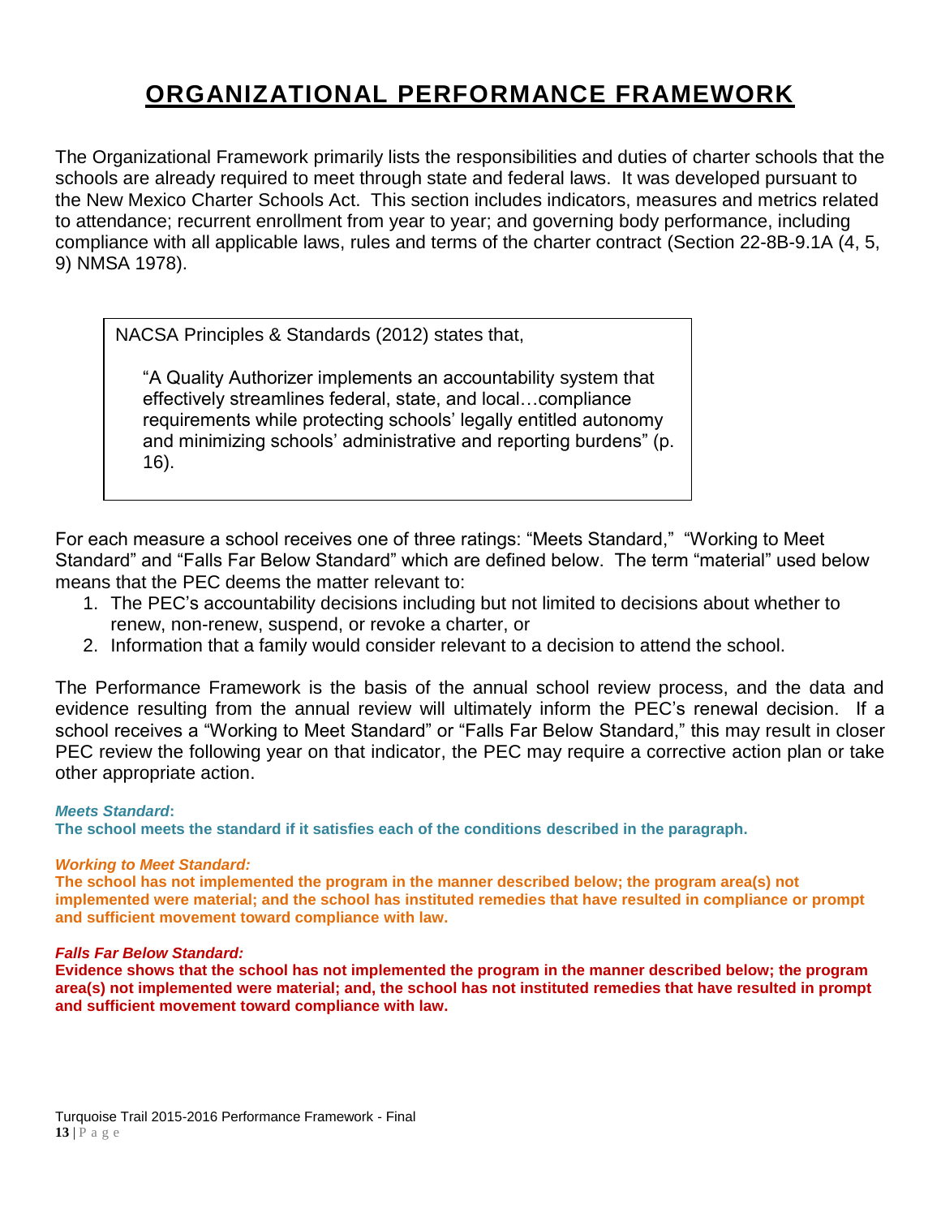# ORGANIZATIONAL PERFORMANCE FRAMEWORK

The Organizational Framework primarily lists the responsibilities and duties of charter schools that the schools are already required to meet through state and federal laws. It was developed pursuant to the New Mexico Charter Schools Act. This section includes indicators, measures and metrics related to attendance; recurrent enrollment from year to year; and governing body performance, including compliance with all applicable laws, rules and terms of the charter contract (Section 22-8B-9.1A (4, 5, 9) NMSA 1978).

> NACSA Principles & Standards (2012) states that,
>
> "A Quality Authorizer implements an accountability system that effectively streamlines federal, state, and local…compliance requirements while protecting schools' legally entitled autonomy and minimizing schools' administrative and reporting burdens" (p. 16).

For each measure a school receives one of three ratings: "Meets Standard," "Working to Meet Standard" and "Falls Far Below Standard" which are defined below. The term "material" used below means that the PEC deems the matter relevant to:

1. The PEC's accountability decisions including but not limited to decisions about whether to renew, non-renew, suspend, or revoke a charter, or
2. Information that a family would consider relevant to a decision to attend the school.

The Performance Framework is the basis of the annual school review process, and the data and evidence resulting from the annual review will ultimately inform the PEC's renewal decision. If a school receives a "Working to Meet Standard" or "Falls Far Below Standard," this may result in closer PEC review the following year on that indicator, the PEC may require a corrective action plan or take other appropriate action.

***Meets Standard*:**
**The school meets the standard if it satisfies each of the conditions described in the paragraph.**

***Working to Meet Standard:***
**The school has not implemented the program in the manner described below; the program area(s) not implemented were material; and the school has instituted remedies that have resulted in compliance or prompt and sufficient movement toward compliance with law.**

***Falls Far Below Standard:***
**Evidence shows that the school has not implemented the program in the manner described below; the program area(s) not implemented were material; and, the school has not instituted remedies that have resulted in prompt and sufficient movement toward compliance with law.**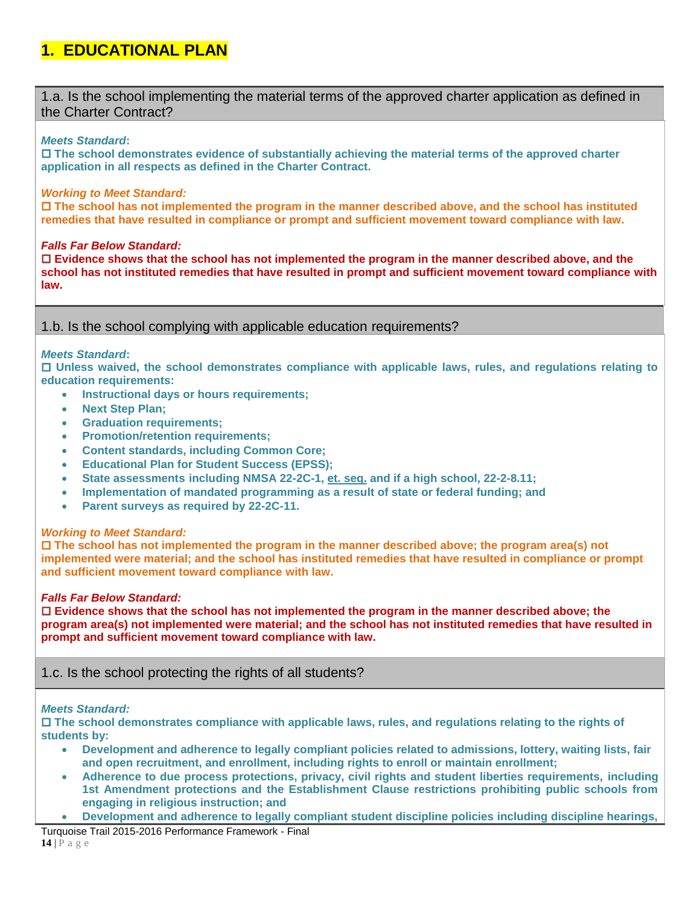# 1. EDUCATIONAL PLAN

## 1.a. Is the school implementing the material terms of the approved charter application as defined in the Charter Contract?

***Meets Standard*:**
☐ **The school demonstrates evidence of substantially achieving the material terms of the approved charter application in all respects as defined in the Charter Contract.**

***Working to Meet Standard:***
☐ **The school has not implemented the program in the manner described above, and the school has instituted remedies that have resulted in compliance or prompt and sufficient movement toward compliance with law.**

***Falls Far Below Standard:***
☐ **Evidence shows that the school has not implemented the program in the manner described above, and the school has not instituted remedies that have resulted in prompt and sufficient movement toward compliance with law.**

## 1.b. Is the school complying with applicable education requirements?

***Meets Standard*:**
☐ **Unless waived, the school demonstrates compliance with applicable laws, rules, and regulations relating to education requirements:**

- **Instructional days or hours requirements;**
- **Next Step Plan;**
- **Graduation requirements;**
- **Promotion/retention requirements;**
- **Content standards, including Common Core;**
- **Educational Plan for Student Success (EPSS);**
- **State assessments including NMSA 22-2C-1, et. seq. and if a high school, 22-2-8.11;**
- **Implementation of mandated programming as a result of state or federal funding; and**
- **Parent surveys as required by 22-2C-11.**

***Working to Meet Standard:***
☐ **The school has not implemented the program in the manner described above; the program area(s) not implemented were material; and the school has instituted remedies that have resulted in compliance or prompt and sufficient movement toward compliance with law.**

***Falls Far Below Standard:***
☐ **Evidence shows that the school has not implemented the program in the manner described above; the program area(s) not implemented were material; and the school has not instituted remedies that have resulted in prompt and sufficient movement toward compliance with law.**

## 1.c. Is the school protecting the rights of all students?

***Meets Standard:***
☐ **The school demonstrates compliance with applicable laws, rules, and regulations relating to the rights of students by:**

- **Development and adherence to legally compliant policies related to admissions, lottery, waiting lists, fair and open recruitment, and enrollment, including rights to enroll or maintain enrollment;**
- **Adherence to due process protections, privacy, civil rights and student liberties requirements, including 1st Amendment protections and the Establishment Clause restrictions prohibiting public schools from engaging in religious instruction; and**
- **Development and adherence to legally compliant student discipline policies including discipline hearings,**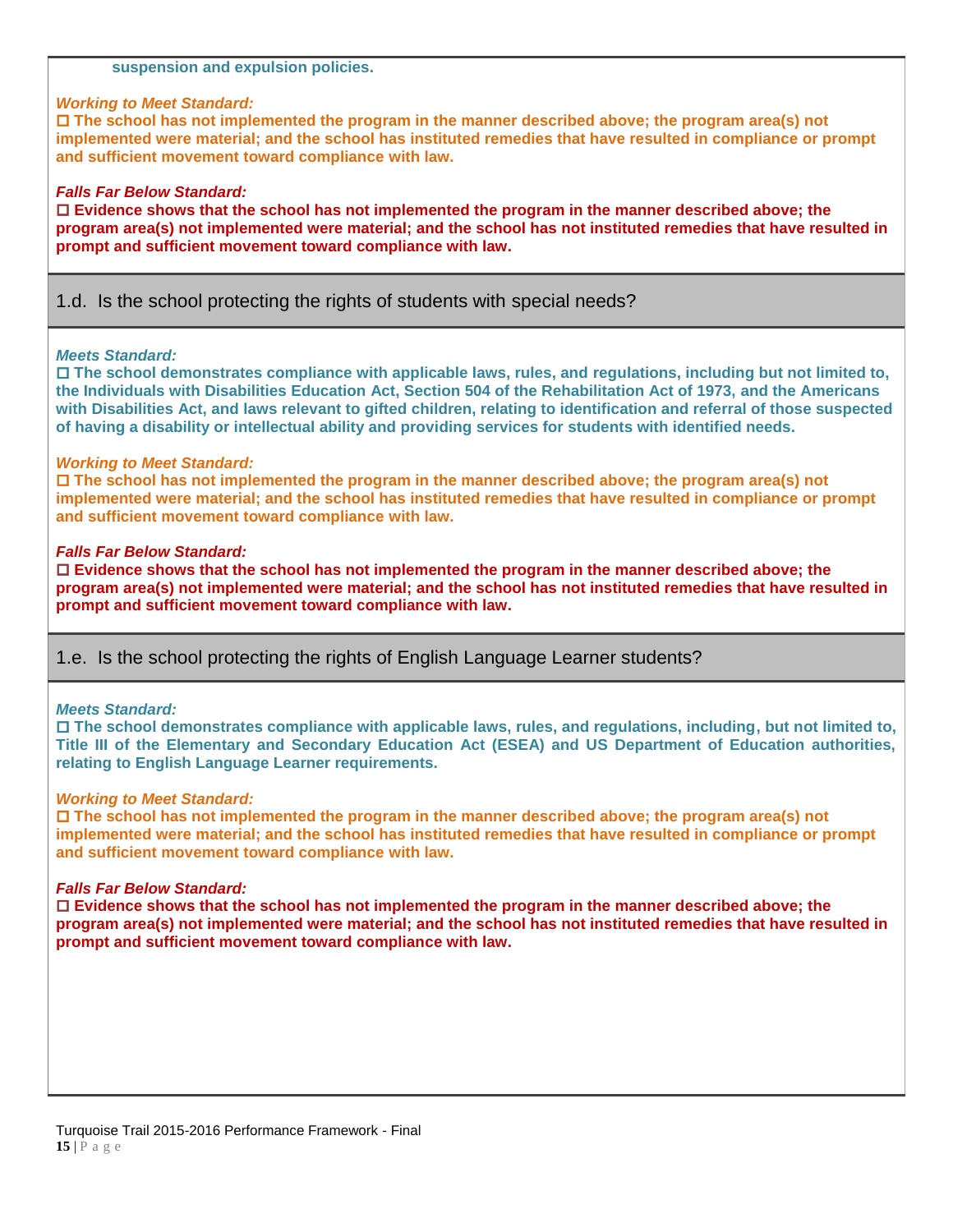**suspension and expulsion policies.**

***Working to Meet Standard:***
☐ **The school has not implemented the program in the manner described above; the program area(s) not implemented were material; and the school has instituted remedies that have resulted in compliance or prompt and sufficient movement toward compliance with law.**

***Falls Far Below Standard:***
☐ **Evidence shows that the school has not implemented the program in the manner described above; the program area(s) not implemented were material; and the school has not instituted remedies that have resulted in prompt and sufficient movement toward compliance with law.**

## 1.d. Is the school protecting the rights of students with special needs?

***Meets Standard:***
☐ **The school demonstrates compliance with applicable laws, rules, and regulations, including but not limited to, the Individuals with Disabilities Education Act, Section 504 of the Rehabilitation Act of 1973, and the Americans with Disabilities Act, and laws relevant to gifted children, relating to identification and referral of those suspected of having a disability or intellectual ability and providing services for students with identified needs.**

***Working to Meet Standard:***
☐ **The school has not implemented the program in the manner described above; the program area(s) not implemented were material; and the school has instituted remedies that have resulted in compliance or prompt and sufficient movement toward compliance with law.**

***Falls Far Below Standard:***
☐ **Evidence shows that the school has not implemented the program in the manner described above; the program area(s) not implemented were material; and the school has not instituted remedies that have resulted in prompt and sufficient movement toward compliance with law.**

## 1.e. Is the school protecting the rights of English Language Learner students?

***Meets Standard:***
☐ **The school demonstrates compliance with applicable laws, rules, and regulations, including, but not limited to, Title III of the Elementary and Secondary Education Act (ESEA) and US Department of Education authorities, relating to English Language Learner requirements.**

***Working to Meet Standard:***
☐ **The school has not implemented the program in the manner described above; the program area(s) not implemented were material; and the school has instituted remedies that have resulted in compliance or prompt and sufficient movement toward compliance with law.**

***Falls Far Below Standard:***
☐ **Evidence shows that the school has not implemented the program in the manner described above; the program area(s) not implemented were material; and the school has not instituted remedies that have resulted in prompt and sufficient movement toward compliance with law.**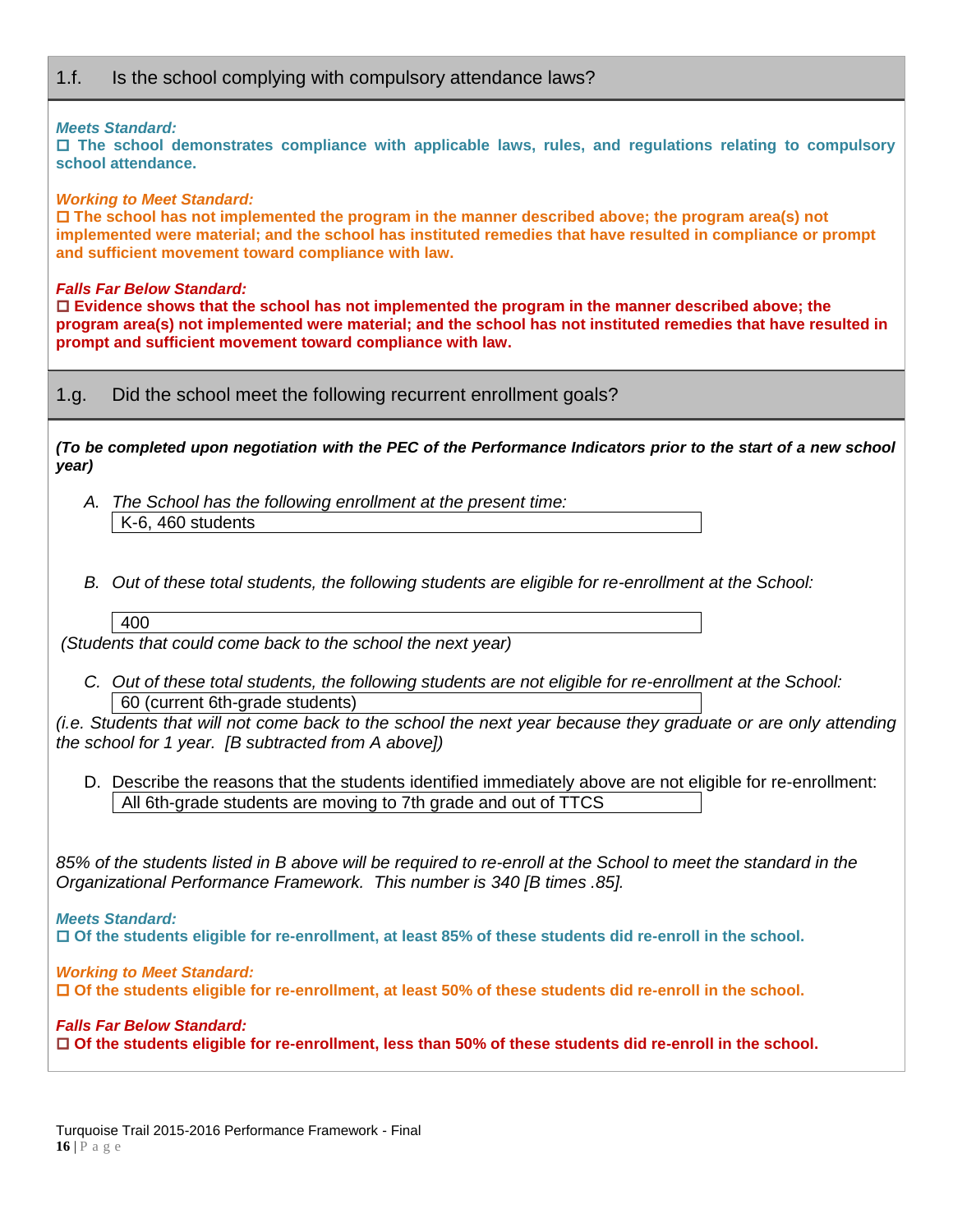## 1.f. Is the school complying with compulsory attendance laws?

***Meets Standard:***
☐ **The school demonstrates compliance with applicable laws, rules, and regulations relating to compulsory school attendance.**

***Working to Meet Standard:***
☐ **The school has not implemented the program in the manner described above; the program area(s) not implemented were material; and the school has instituted remedies that have resulted in compliance or prompt and sufficient movement toward compliance with law.**

***Falls Far Below Standard:***
☐ **Evidence shows that the school has not implemented the program in the manner described above; the program area(s) not implemented were material; and the school has not instituted remedies that have resulted in prompt and sufficient movement toward compliance with law.**

## 1.g. Did the school meet the following recurrent enrollment goals?

***(To be completed upon negotiation with the PEC of the Performance Indicators prior to the start of a new school year)***

A. *The School has the following enrollment at the present time:*
K-6, 460 students

B. *Out of these total students, the following students are eligible for re-enrollment at the School:*
400

*(Students that could come back to the school the next year)*

C. *Out of these total students, the following students are not eligible for re-enrollment at the School:*
60 (current 6th-grade students)

*(i.e. Students that will not come back to the school the next year because they graduate or are only attending the school for 1 year. [B subtracted from A above])*

D. Describe the reasons that the students identified immediately above are not eligible for re-enrollment:
All 6th-grade students are moving to 7th grade and out of TTCS

*85% of the students listed in B above will be required to re-enroll at the School to meet the standard in the Organizational Performance Framework. This number is 340 [B times .85].*

***Meets Standard:***
☐ **Of the students eligible for re-enrollment, at least 85% of these students did re-enroll in the school.**

***Working to Meet Standard:***
☐ **Of the students eligible for re-enrollment, at least 50% of these students did re-enroll in the school.**

***Falls Far Below Standard:***
☐ **Of the students eligible for re-enrollment, less than 50% of these students did re-enroll in the school.**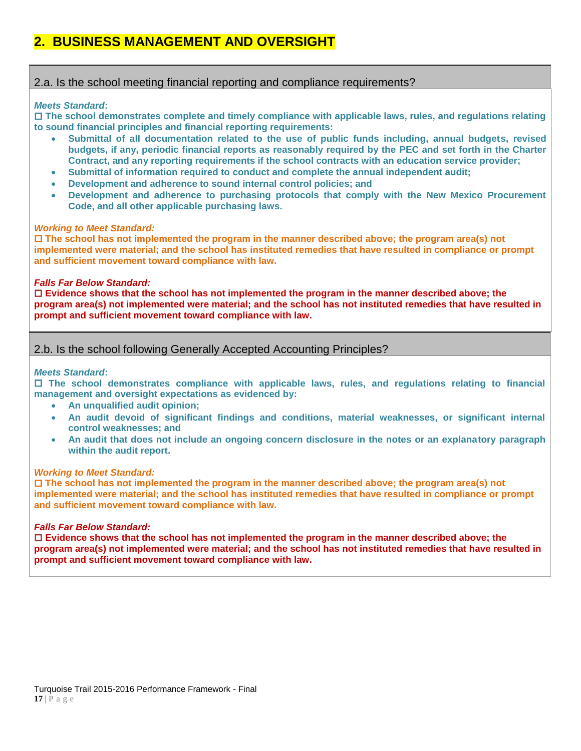# 2. BUSINESS MANAGEMENT AND OVERSIGHT

## 2.a. Is the school meeting financial reporting and compliance requirements?

***Meets Standard*:**

☐ **The school demonstrates complete and timely compliance with applicable laws, rules, and regulations relating to sound financial principles and financial reporting requirements:**

- **Submittal of all documentation related to the use of public funds including, annual budgets, revised budgets, if any, periodic financial reports as reasonably required by the PEC and set forth in the Charter Contract, and any reporting requirements if the school contracts with an education service provider;**
- **Submittal of information required to conduct and complete the annual independent audit;**
- **Development and adherence to sound internal control policies; and**
- **Development and adherence to purchasing protocols that comply with the New Mexico Procurement Code, and all other applicable purchasing laws.**

***Working to Meet Standard:***

☐ **The school has not implemented the program in the manner described above; the program area(s) not implemented were material; and the school has instituted remedies that have resulted in compliance or prompt and sufficient movement toward compliance with law.**

***Falls Far Below Standard:***

☐ **Evidence shows that the school has not implemented the program in the manner described above; the program area(s) not implemented were material; and the school has not instituted remedies that have resulted in prompt and sufficient movement toward compliance with law.**

## 2.b. Is the school following Generally Accepted Accounting Principles?

***Meets Standard*:**

☐ **The school demonstrates compliance with applicable laws, rules, and regulations relating to financial management and oversight expectations as evidenced by:**

- **An unqualified audit opinion;**
- **An audit devoid of significant findings and conditions, material weaknesses, or significant internal control weaknesses; and**
- **An audit that does not include an ongoing concern disclosure in the notes or an explanatory paragraph within the audit report.**

***Working to Meet Standard:***

☐ **The school has not implemented the program in the manner described above; the program area(s) not implemented were material; and the school has instituted remedies that have resulted in compliance or prompt and sufficient movement toward compliance with law.**

***Falls Far Below Standard:***

☐ **Evidence shows that the school has not implemented the program in the manner described above; the program area(s) not implemented were material; and the school has not instituted remedies that have resulted in prompt and sufficient movement toward compliance with law.**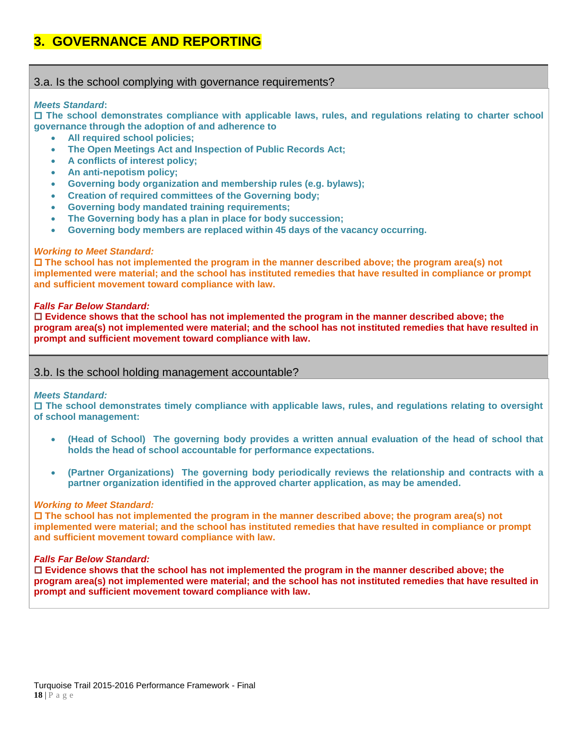# 3. GOVERNANCE AND REPORTING

## 3.a. Is the school complying with governance requirements?

***Meets Standard*:**

☐ **The school demonstrates compliance with applicable laws, rules, and regulations relating to charter school governance through the adoption of and adherence to**

- **All required school policies;**
- **The Open Meetings Act and Inspection of Public Records Act;**
- **A conflicts of interest policy;**
- **An anti-nepotism policy;**
- **Governing body organization and membership rules (e.g. bylaws);**
- **Creation of required committees of the Governing body;**
- **Governing body mandated training requirements;**
- **The Governing body has a plan in place for body succession;**
- **Governing body members are replaced within 45 days of the vacancy occurring.**

***Working to Meet Standard:***

☐ **The school has not implemented the program in the manner described above; the program area(s) not implemented were material; and the school has instituted remedies that have resulted in compliance or prompt and sufficient movement toward compliance with law.**

***Falls Far Below Standard:***

☐ **Evidence shows that the school has not implemented the program in the manner described above; the program area(s) not implemented were material; and the school has not instituted remedies that have resulted in prompt and sufficient movement toward compliance with law.**

## 3.b. Is the school holding management accountable?

***Meets Standard:***

☐ **The school demonstrates timely compliance with applicable laws, rules, and regulations relating to oversight of school management:**

- **(Head of School) The governing body provides a written annual evaluation of the head of school that holds the head of school accountable for performance expectations.**
- **(Partner Organizations) The governing body periodically reviews the relationship and contracts with a partner organization identified in the approved charter application, as may be amended.**

***Working to Meet Standard:***

☐ **The school has not implemented the program in the manner described above; the program area(s) not implemented were material; and the school has instituted remedies that have resulted in compliance or prompt and sufficient movement toward compliance with law.**

***Falls Far Below Standard:***

☐ **Evidence shows that the school has not implemented the program in the manner described above; the program area(s) not implemented were material; and the school has not instituted remedies that have resulted in prompt and sufficient movement toward compliance with law.**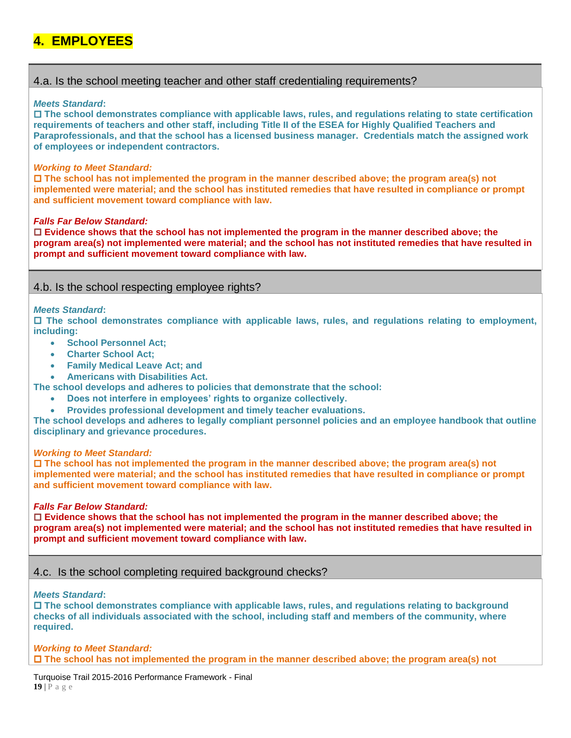# 4. EMPLOYEES

### 4.a. Is the school meeting teacher and other staff credentialing requirements?

***Meets Standard*:**
**☐ The school demonstrates compliance with applicable laws, rules, and regulations relating to state certification requirements of teachers and other staff, including Title II of the ESEA for Highly Qualified Teachers and Paraprofessionals, and that the school has a licensed business manager. Credentials match the assigned work of employees or independent contractors.**

***Working to Meet Standard:***
**☐ The school has not implemented the program in the manner described above; the program area(s) not implemented were material; and the school has instituted remedies that have resulted in compliance or prompt and sufficient movement toward compliance with law.**

***Falls Far Below Standard:***
**☐ Evidence shows that the school has not implemented the program in the manner described above; the program area(s) not implemented were material; and the school has not instituted remedies that have resulted in prompt and sufficient movement toward compliance with law.**

### 4.b. Is the school respecting employee rights?

***Meets Standard*:**
**☐ The school demonstrates compliance with applicable laws, rules, and regulations relating to employment, including:**

- **School Personnel Act;**
- **Charter School Act;**
- **Family Medical Leave Act; and**
- **Americans with Disabilities Act.**

**The school develops and adheres to policies that demonstrate that the school:**

- **Does not interfere in employees' rights to organize collectively.**
- **Provides professional development and timely teacher evaluations.**

**The school develops and adheres to legally compliant personnel policies and an employee handbook that outline disciplinary and grievance procedures.**

***Working to Meet Standard:***
**☐ The school has not implemented the program in the manner described above; the program area(s) not implemented were material; and the school has instituted remedies that have resulted in compliance or prompt and sufficient movement toward compliance with law.**

***Falls Far Below Standard:***
**☐ Evidence shows that the school has not implemented the program in the manner described above; the program area(s) not implemented were material; and the school has not instituted remedies that have resulted in prompt and sufficient movement toward compliance with law.**

### 4.c. Is the school completing required background checks?

***Meets Standard*:**
**☐ The school demonstrates compliance with applicable laws, rules, and regulations relating to background checks of all individuals associated with the school, including staff and members of the community, where required.**

***Working to Meet Standard:***
**☐ The school has not implemented the program in the manner described above; the program area(s) not**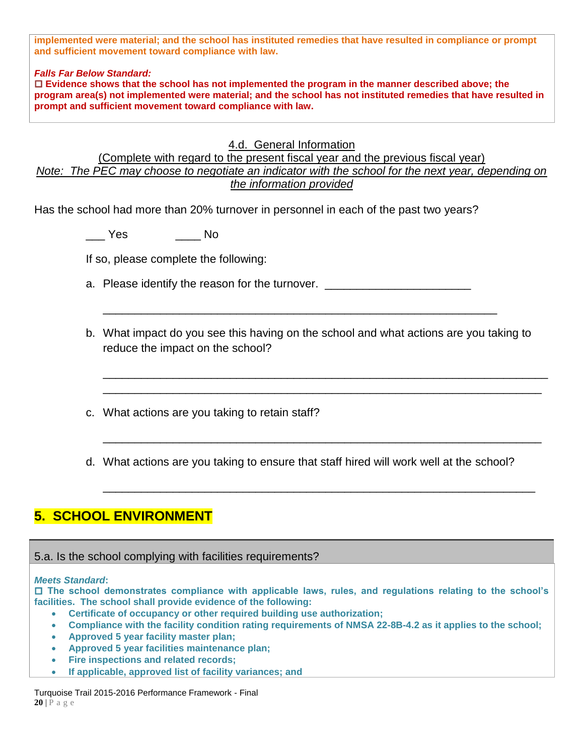**implemented were material; and the school has instituted remedies that have resulted in compliance or prompt and sufficient movement toward compliance with law.**

***Falls Far Below Standard:***

☐ **Evidence shows that the school has not implemented the program in the manner described above; the program area(s) not implemented were material; and the school has not instituted remedies that have resulted in prompt and sufficient movement toward compliance with law.**

### 4.d. General Information

(Complete with regard to the present fiscal year and the previous fiscal year)

*Note: The PEC may choose to negotiate an indicator with the school for the next year, depending on the information provided*

Has the school had more than 20% turnover in personnel in each of the past two years?

___ Yes ____ No

If so, please complete the following:

a. Please identify the reason for the turnover. ______________________

______________________________________________________________

b. What impact do you see this having on the school and what actions are you taking to reduce the impact on the school?

______________________________________________________________

______________________________________________________________

c. What actions are you taking to retain staff?

______________________________________________________________

d. What actions are you taking to ensure that staff hired will work well at the school?

______________________________________________________________

## 5. SCHOOL ENVIRONMENT

### 5.a. Is the school complying with facilities requirements?

***Meets Standard*:**

☐ **The school demonstrates compliance with applicable laws, rules, and regulations relating to the school's facilities. The school shall provide evidence of the following:**

- **Certificate of occupancy or other required building use authorization;**
- **Compliance with the facility condition rating requirements of NMSA 22-8B-4.2 as it applies to the school;**
- **Approved 5 year facility master plan;**
- **Approved 5 year facilities maintenance plan;**
- **Fire inspections and related records;**
- **If applicable, approved list of facility variances; and**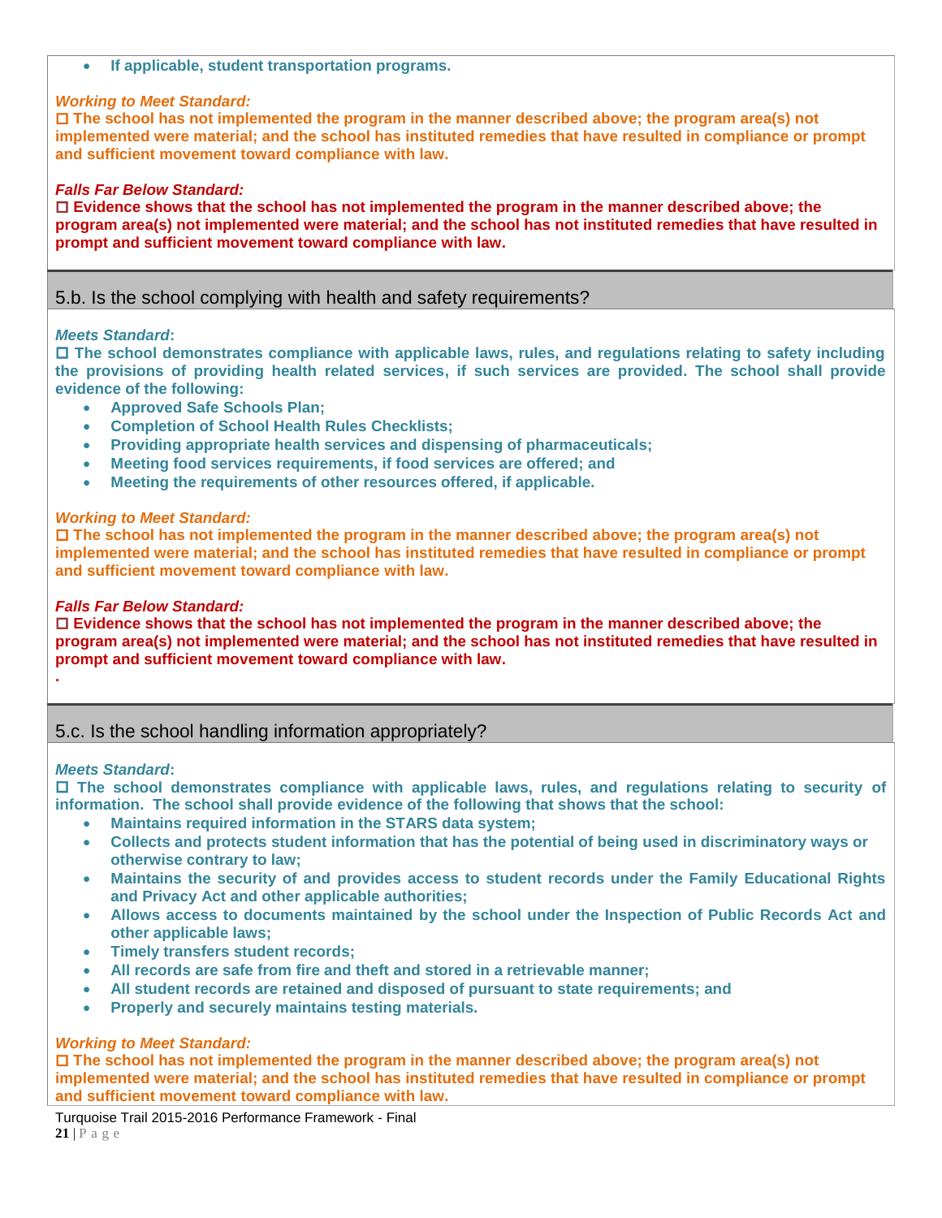- **If applicable, student transportation programs.**

***Working to Meet Standard:***
**☐ The school has not implemented the program in the manner described above; the program area(s) not implemented were material; and the school has instituted remedies that have resulted in compliance or prompt and sufficient movement toward compliance with law.**

***Falls Far Below Standard:***
**☐ Evidence shows that the school has not implemented the program in the manner described above; the program area(s) not implemented were material; and the school has not instituted remedies that have resulted in prompt and sufficient movement toward compliance with law.**

## 5.b. Is the school complying with health and safety requirements?

***Meets Standard*:**
**☐ The school demonstrates compliance with applicable laws, rules, and regulations relating to safety including the provisions of providing health related services, if such services are provided. The school shall provide evidence of the following:**

- **Approved Safe Schools Plan;**
- **Completion of School Health Rules Checklists;**
- **Providing appropriate health services and dispensing of pharmaceuticals;**
- **Meeting food services requirements, if food services are offered; and**
- **Meeting the requirements of other resources offered, if applicable.**

***Working to Meet Standard:***
**☐ The school has not implemented the program in the manner described above; the program area(s) not implemented were material; and the school has instituted remedies that have resulted in compliance or prompt and sufficient movement toward compliance with law.**

***Falls Far Below Standard:***
**☐ Evidence shows that the school has not implemented the program in the manner described above; the program area(s) not implemented were material; and the school has not instituted remedies that have resulted in prompt and sufficient movement toward compliance with law.**

**.**

## 5.c. Is the school handling information appropriately?

***Meets Standard*:**
**☐ The school demonstrates compliance with applicable laws, rules, and regulations relating to security of information. The school shall provide evidence of the following that shows that the school:**

- **Maintains required information in the STARS data system;**
- **Collects and protects student information that has the potential of being used in discriminatory ways or otherwise contrary to law;**
- **Maintains the security of and provides access to student records under the Family Educational Rights and Privacy Act and other applicable authorities;**
- **Allows access to documents maintained by the school under the Inspection of Public Records Act and other applicable laws;**
- **Timely transfers student records;**
- **All records are safe from fire and theft and stored in a retrievable manner;**
- **All student records are retained and disposed of pursuant to state requirements; and**
- **Properly and securely maintains testing materials.**

***Working to Meet Standard:***
**☐ The school has not implemented the program in the manner described above; the program area(s) not implemented were material; and the school has instituted remedies that have resulted in compliance or prompt and sufficient movement toward compliance with law.**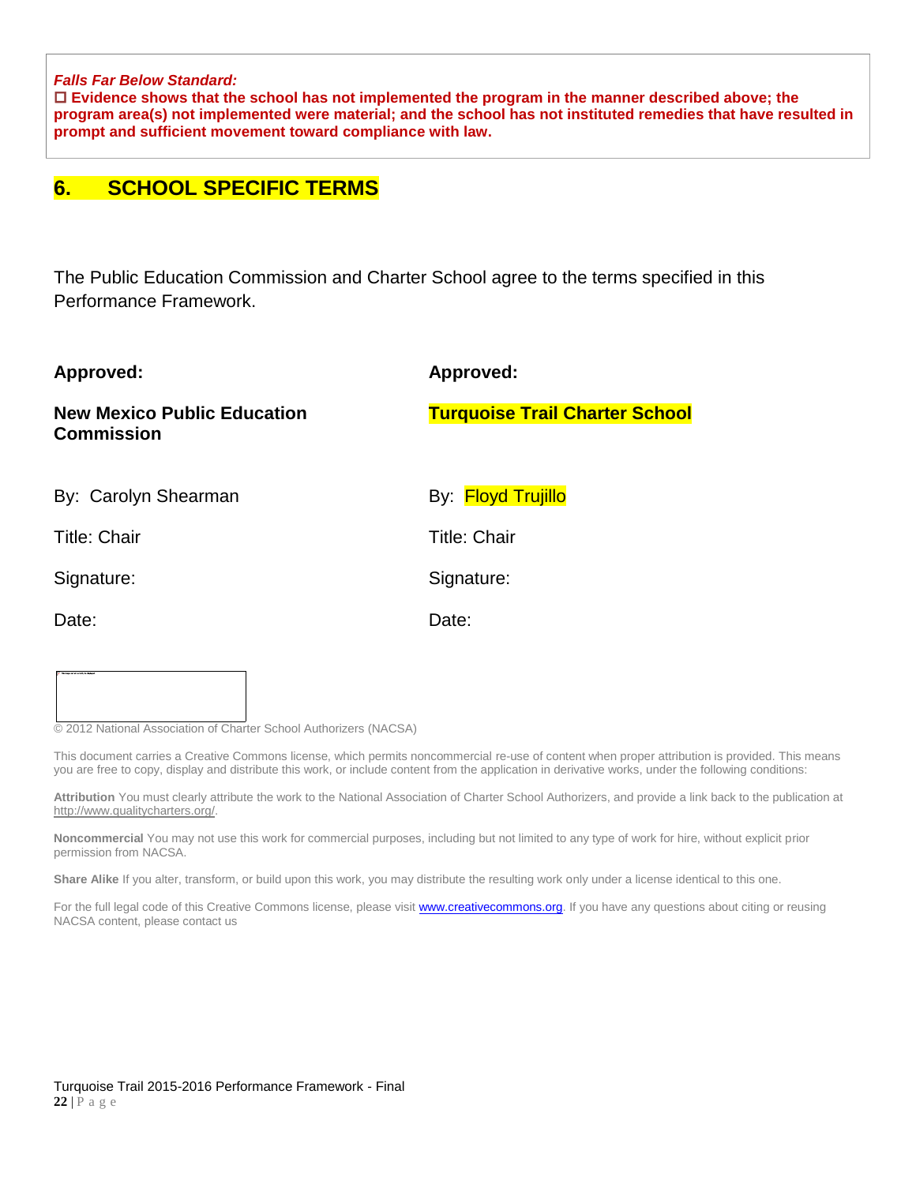***Falls Far Below Standard:***

☐ **Evidence shows that the school has not implemented the program in the manner described above; the program area(s) not implemented were material; and the school has not instituted remedies that have resulted in prompt and sufficient movement toward compliance with law.**

## 6. SCHOOL SPECIFIC TERMS

The Public Education Commission and Charter School agree to the terms specified in this Performance Framework.

| | |
|---|---|
| **Approved:** | **Approved:** |
| **New Mexico Public Education Commission** | **Turquoise Trail Charter School** |
| By: Carolyn Shearman | By: Floyd Trujillo |
| Title: Chair | Title: Chair |
| Signature: | Signature: |
| Date: | Date: |

© 2012 National Association of Charter School Authorizers (NACSA)

This document carries a Creative Commons license, which permits noncommercial re-use of content when proper attribution is provided. This means you are free to copy, display and distribute this work, or include content from the application in derivative works, under the following conditions:

**Attribution** You must clearly attribute the work to the National Association of Charter School Authorizers, and provide a link back to the publication at http://www.qualitycharters.org/.

**Noncommercial** You may not use this work for commercial purposes, including but not limited to any type of work for hire, without explicit prior permission from NACSA.

**Share Alike** If you alter, transform, or build upon this work, you may distribute the resulting work only under a license identical to this one.

For the full legal code of this Creative Commons license, please visit www.creativecommons.org. If you have any questions about citing or reusing NACSA content, please contact us